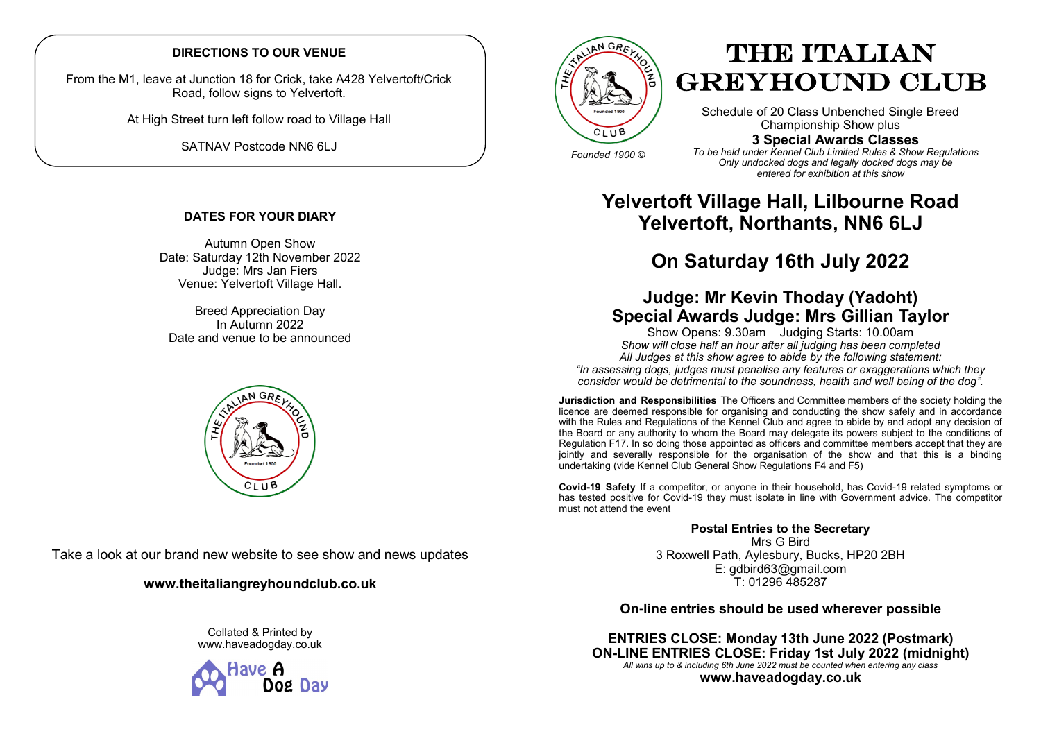**DIRECTIONS TO OUR VENUE**

From the M1, leave at Junction 18 for Crick, take A428 Yelvertoft/Crick Road, follow signs to Yelvertoft.

At High Street turn left follow road to Village Hall

SATNAV Postcode NN6 6LJ

**DATES FOR YOUR DIARY**

Autumn Open Show
Date: Saturday 12th November 2022
Judge: Mrs Jan Fiers
Venue: Yelvertoft Village Hall.

Breed Appreciation Day
In Autumn 2022
Date and venue to be announced

Take a look at our brand new website to see show and news updates

**www.theitaliangreyhoundclub.co.uk**

Collated & Printed by
www.haveadogday.co.uk

Have A Dog Day

# THE ITALIAN GREYHOUND CLUB

*Founded 1900 ©*

Schedule of 20 Class Unbenched Single Breed Championship Show plus

**3 Special Awards Classes**

*To be held under Kennel Club Limited Rules & Show Regulations*
*Only undocked dogs and legally docked dogs may be entered for exhibition at this show*

## Yelvertoft Village Hall, Lilbourne Road Yelvertoft, Northants, NN6 6LJ

## On Saturday 16th July 2022

## Judge: Mr Kevin Thoday (Yadoht)
## Special Awards Judge: Mrs Gillian Taylor

Show Opens: 9.30am Judging Starts: 10.00am

*Show will close half an hour after all judging has been completed*
*All Judges at this show agree to abide by the following statement:*
*"In assessing dogs, judges must penalise any features or exaggerations which they consider would be detrimental to the soundness, health and well being of the dog".*

**Jurisdiction and Responsibilities** The Officers and Committee members of the society holding the licence are deemed responsible for organising and conducting the show safely and in accordance with the Rules and Regulations of the Kennel Club and agree to abide by and adopt any decision of the Board or any authority to whom the Board may delegate its powers subject to the conditions of Regulation F17. In so doing those appointed as officers and committee members accept that they are jointly and severally responsible for the organisation of the show and that this is a binding undertaking (vide Kennel Club General Show Regulations F4 and F5)

**Covid-19 Safety** If a competitor, or anyone in their household, has Covid-19 related symptoms or has tested positive for Covid-19 they must isolate in line with Government advice. The competitor must not attend the event

**Postal Entries to the Secretary**
Mrs G Bird
3 Roxwell Path, Aylesbury, Bucks, HP20 2BH
E: gdbird63@gmail.com
T: 01296 485287

**On-line entries should be used wherever possible**

**ENTRIES CLOSE: Monday 13th June 2022 (Postmark)**
**ON-LINE ENTRIES CLOSE: Friday 1st July 2022 (midnight)**

*All wins up to & including 6th June 2022 must be counted when entering any class*

**www.haveadogday.co.uk**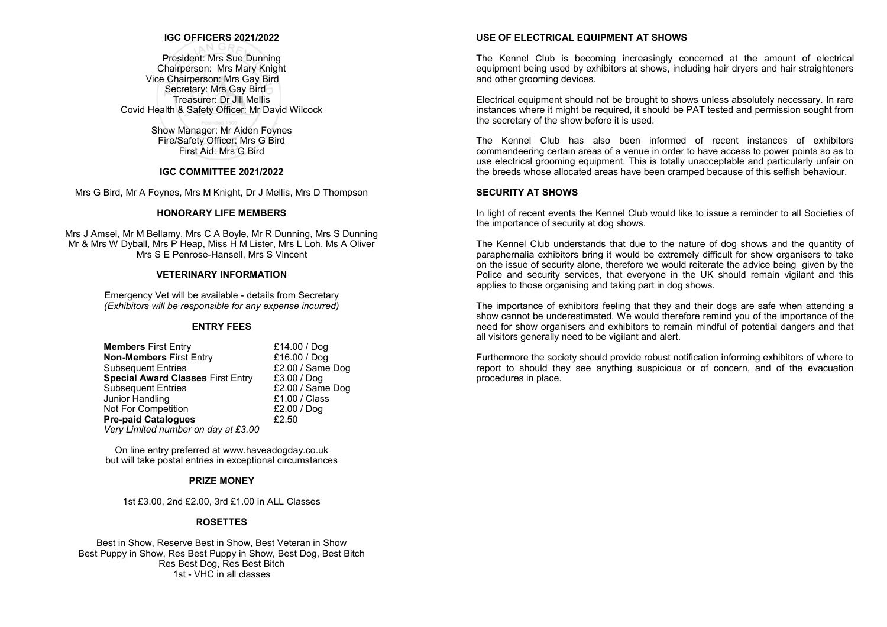## IGC OFFICERS 2021/2022

President: Mrs Sue Dunning
Chairperson: Mrs Mary Knight
Vice Chairperson: Mrs Gay Bird
Secretary: Mrs Gay Bird
Treasurer: Dr Jill Mellis
Covid Health & Safety Officer: Mr David Wilcock

Show Manager: Mr Aiden Foynes
Fire/Safety Officer: Mrs G Bird
First Aid: Mrs G Bird

## IGC COMMITTEE 2021/2022

Mrs G Bird, Mr A Foynes, Mrs M Knight, Dr J Mellis, Mrs D Thompson

## HONORARY LIFE MEMBERS

Mrs J Amsel, Mr M Bellamy, Mrs C A Boyle, Mr R Dunning, Mrs S Dunning
Mr & Mrs W Dyball, Mrs P Heap, Miss H M Lister, Mrs L Loh, Ms A Oliver
Mrs S E Penrose-Hansell, Mrs S Vincent

## VETERINARY INFORMATION

Emergency Vet will be available - details from Secretary
*(Exhibitors will be responsible for any expense incurred)*

## ENTRY FEES

| | |
|---|---|
| **Members** First Entry | £14.00 / Dog |
| **Non-Members** First Entry | £16.00 / Dog |
| Subsequent Entries | £2.00 / Same Dog |
| **Special Award Classes** First Entry | £3.00 / Dog |
| Subsequent Entries | £2.00 / Same Dog |
| Junior Handling | £1.00 / Class |
| Not For Competition | £2.00 / Dog |
| **Pre-paid Catalogues** | £2.50 |

*Very Limited number on day at £3.00*

On line entry preferred at www.haveadogday.co.uk
but will take postal entries in exceptional circumstances

## PRIZE MONEY

1st £3.00, 2nd £2.00, 3rd £1.00 in ALL Classes

## ROSETTES

Best in Show, Reserve Best in Show, Best Veteran in Show
Best Puppy in Show, Res Best Puppy in Show, Best Dog, Best Bitch
Res Best Dog, Res Best Bitch
1st - VHC in all classes

## USE OF ELECTRICAL EQUIPMENT AT SHOWS

The Kennel Club is becoming increasingly concerned at the amount of electrical equipment being used by exhibitors at shows, including hair dryers and hair straighteners and other grooming devices.

Electrical equipment should not be brought to shows unless absolutely necessary. In rare instances where it might be required, it should be PAT tested and permission sought from the secretary of the show before it is used.

The Kennel Club has also been informed of recent instances of exhibitors commandeering certain areas of a venue in order to have access to power points so as to use electrical grooming equipment. This is totally unacceptable and particularly unfair on the breeds whose allocated areas have been cramped because of this selfish behaviour.

## SECURITY AT SHOWS

In light of recent events the Kennel Club would like to issue a reminder to all Societies of the importance of security at dog shows.

The Kennel Club understands that due to the nature of dog shows and the quantity of paraphernalia exhibitors bring it would be extremely difficult for show organisers to take on the issue of security alone, therefore we would reiterate the advice being given by the Police and security services, that everyone in the UK should remain vigilant and this applies to those organising and taking part in dog shows.

The importance of exhibitors feeling that they and their dogs are safe when attending a show cannot be underestimated. We would therefore remind you of the importance of the need for show organisers and exhibitors to remain mindful of potential dangers and that all visitors generally need to be vigilant and alert.

Furthermore the society should provide robust notification informing exhibitors of where to report to should they see anything suspicious or of concern, and of the evacuation procedures in place.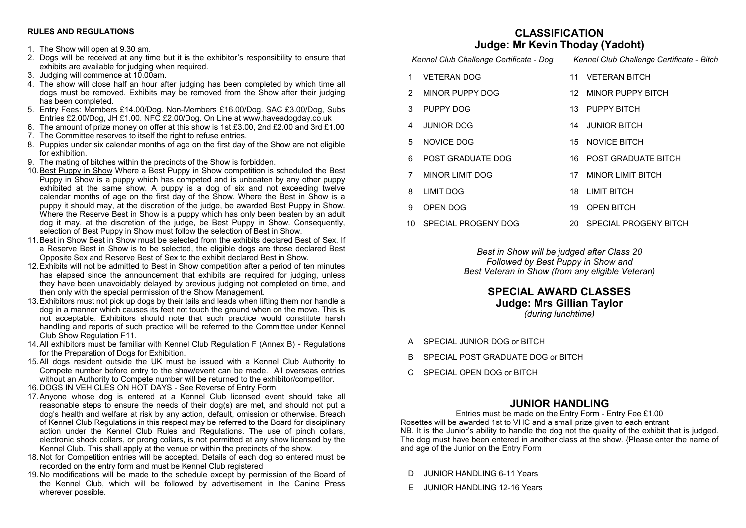## RULES AND REGULATIONS

1. The Show will open at 9.30 am.
2. Dogs will be received at any time but it is the exhibitor's responsibility to ensure that exhibits are available for judging when required.
3. Judging will commence at 10.00am.
4. The show will close half an hour after judging has been completed by which time all dogs must be removed. Exhibits may be removed from the Show after their judging has been completed.
5. Entry Fees: Members £14.00/Dog. Non-Members £16.00/Dog. SAC £3.00/Dog, Subs Entries £2.00/Dog, JH £1.00. NFC £2.00/Dog. On Line at www.haveadogday.co.uk
6. The amount of prize money on offer at this show is 1st £3.00, 2nd £2.00 and 3rd £1.00
7. The Committee reserves to itself the right to refuse entries.
8. Puppies under six calendar months of age on the first day of the Show are not eligible for exhibition.
9. The mating of bitches within the precincts of the Show is forbidden.
10. Best Puppy in Show Where a Best Puppy in Show competition is scheduled the Best Puppy in Show is a puppy which has competed and is unbeaten by any other puppy exhibited at the same show. A puppy is a dog of six and not exceeding twelve calendar months of age on the first day of the Show. Where the Best in Show is a puppy it should may, at the discretion of the judge, be awarded Best Puppy in Show. Where the Reserve Best in Show is a puppy which has only been beaten by an adult dog it may, at the discretion of the judge, be Best Puppy in Show. Consequently, selection of Best Puppy in Show must follow the selection of Best in Show.
11. Best in Show Best in Show must be selected from the exhibits declared Best of Sex. If a Reserve Best in Show is to be selected, the eligible dogs are those declared Best Opposite Sex and Reserve Best of Sex to the exhibit declared Best in Show.
12. Exhibits will not be admitted to Best in Show competition after a period of ten minutes has elapsed since the announcement that exhibits are required for judging, unless they have been unavoidably delayed by previous judging not completed on time, and then only with the special permission of the Show Management.
13. Exhibitors must not pick up dogs by their tails and leads when lifting them nor handle a dog in a manner which causes its feet not touch the ground when on the move. This is not acceptable. Exhibitors should note that such practice would constitute harsh handling and reports of such practice will be referred to the Committee under Kennel Club Show Regulation F11.
14. All exhibitors must be familiar with Kennel Club Regulation F (Annex B) - Regulations for the Preparation of Dogs for Exhibition.
15. All dogs resident outside the UK must be issued with a Kennel Club Authority to Compete number before entry to the show/event can be made. All overseas entries without an Authority to Compete number will be returned to the exhibitor/competitor.
16. DOGS IN VEHICLES ON HOT DAYS - See Reverse of Entry Form
17. Anyone whose dog is entered at a Kennel Club licensed event should take all reasonable steps to ensure the needs of their dog(s) are met, and should not put a dog's health and welfare at risk by any action, default, omission or otherwise. Breach of Kennel Club Regulations in this respect may be referred to the Board for disciplinary action under the Kennel Club Rules and Regulations. The use of pinch collars, electronic shock collars, or prong collars, is not permitted at any show licensed by the Kennel Club. This shall apply at the venue or within the precincts of the show.
18. Not for Competition entries will be accepted. Details of each dog so entered must be recorded on the entry form and must be Kennel Club registered
19. No modifications will be made to the schedule except by permission of the Board of the Kennel Club, which will be followed by advertisement in the Canine Press wherever possible.

## CLASSIFICATION
### Judge: Mr Kevin Thoday (Yadoht)

| *Kennel Club Challenge Certificate - Dog* | *Kennel Club Challenge Certificate - Bitch* |
|---|---|
| 1 VETERAN DOG | 11 VETERAN BITCH |
| 2 MINOR PUPPY DOG | 12 MINOR PUPPY BITCH |
| 3 PUPPY DOG | 13 PUPPY BITCH |
| 4 JUNIOR DOG | 14 JUNIOR BITCH |
| 5 NOVICE DOG | 15 NOVICE BITCH |
| 6 POST GRADUATE DOG | 16 POST GRADUATE BITCH |
| 7 MINOR LIMIT DOG | 17 MINOR LIMIT BITCH |
| 8 LIMIT DOG | 18 LIMIT BITCH |
| 9 OPEN DOG | 19 OPEN BITCH |
| 10 SPECIAL PROGENY DOG | 20 SPECIAL PROGENY BITCH |

*Best in Show will be judged after Class 20*
*Followed by Best Puppy in Show and*
*Best Veteran in Show (from any eligible Veteran)*

## SPECIAL AWARD CLASSES
### Judge: Mrs Gillian Taylor
*(during lunchtime)*

A SPECIAL JUNIOR DOG or BITCH

B SPECIAL POST GRADUATE DOG or BITCH

C SPECIAL OPEN DOG or BITCH

## JUNIOR HANDLING

Entries must be made on the Entry Form - Entry Fee £1.00
Rosettes will be awarded 1st to VHC and a small prize given to each entrant
NB. It is the Junior's ability to handle the dog not the quality of the exhibit that is judged. The dog must have been entered in another class at the show. {Please enter the name of and age of the Junior on the Entry Form

D JUNIOR HANDLING 6-11 Years

E JUNIOR HANDLING 12-16 Years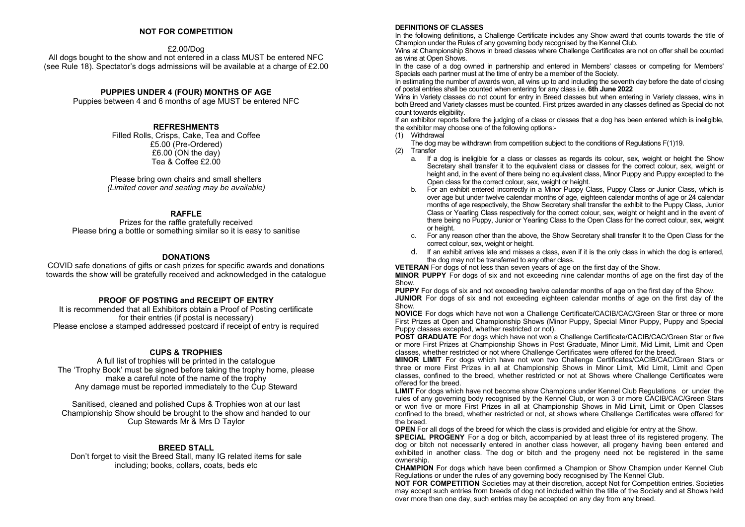## NOT FOR COMPETITION

£2.00/Dog

All dogs bought to the show and not entered in a class MUST be entered NFC (see Rule 18). Spectator's dogs admissions will be available at a charge of £2.00

## PUPPIES UNDER 4 (FOUR) MONTHS OF AGE

Puppies between 4 and 6 months of age MUST be entered NFC

## REFRESHMENTS

Filled Rolls, Crisps, Cake, Tea and Coffee
£5.00 (Pre-Ordered)
£6.00 (ON the day)
Tea & Coffee £2.00

Please bring own chairs and small shelters
*(Limited cover and seating may be available)*

## RAFFLE

Prizes for the raffle gratefully received
Please bring a bottle or something similar so it is easy to sanitise

## DONATIONS

COVID safe donations of gifts or cash prizes for specific awards and donations towards the show will be gratefully received and acknowledged in the catalogue

## PROOF OF POSTING and RECEIPT OF ENTRY

It is recommended that all Exhibitors obtain a Proof of Posting certificate for their entries (if postal is necessary)
Please enclose a stamped addressed postcard if receipt of entry is required

## CUPS & TROPHIES

A full list of trophies will be printed in the catalogue
The 'Trophy Book' must be signed before taking the trophy home, please make a careful note of the name of the trophy
Any damage must be reported immediately to the Cup Steward

Sanitised, cleaned and polished Cups & Trophies won at our last Championship Show should be brought to the show and handed to our Cup Stewards Mr & Mrs D Taylor

## BREED STALL

Don't forget to visit the Breed Stall, many IG related items for sale including; books, collars, coats, beds etc

## DEFINITIONS OF CLASSES

In the following definitions, a Challenge Certificate includes any Show award that counts towards the title of Champion under the Rules of any governing body recognised by the Kennel Club.

Wins at Championship Shows in breed classes where Challenge Certificates are not on offer shall be counted as wins at Open Shows.

In the case of a dog owned in partnership and entered in Members' classes or competing for Members' Specials each partner must at the time of entry be a member of the Society.

In estimating the number of awards won, all wins up to and including the seventh day before the date of closing of postal entries shall be counted when entering for any class i.e. **6th June 2022**

Wins in Variety classes do not count for entry in Breed classes but when entering in Variety classes, wins in both Breed and Variety classes must be counted. First prizes awarded in any classes defined as Special do not count towards eligibility.

If an exhibitor reports before the judging of a class or classes that a dog has been entered which is ineligible, the exhibitor may choose one of the following options:-

(1) Withdrawal
   The dog may be withdrawn from competition subject to the conditions of Regulations F(1)19.
(2) Transfer
   a. If a dog is ineligible for a class or classes as regards its colour, sex, weight or height the Show Secretary shall transfer it to the equivalent class or classes for the correct colour, sex, weight or height and, in the event of there being no equivalent class, Minor Puppy and Puppy excepted to the Open class for the correct colour, sex, weight or height.
   b. For an exhibit entered incorrectly in a Minor Puppy Class, Puppy Class or Junior Class, which is over age but under twelve calendar months of age, eighteen calendar months of age or 24 calendar months of age respectively, the Show Secretary shall transfer the exhibit to the Puppy Class, Junior Class or Yearling Class respectively for the correct colour, sex, weight or height and in the event of there being no Puppy, Junior or Yearling Class to the Open Class for the correct colour, sex, weight or height.
   c. For any reason other than the above, the Show Secretary shall transfer It to the Open Class for the correct colour, sex, weight or height.
   d. If an exhibit arrives late and misses a class, even if it is the only class in which the dog is entered, the dog may not be transferred to any other class.

**VETERAN** For dogs of not less than seven years of age on the first day of the Show.

**MINOR PUPPY** For dogs of six and not exceeding nine calendar months of age on the first day of the Show.

**PUPPY** For dogs of six and not exceeding twelve calendar months of age on the first day of the Show.

**JUNIOR** For dogs of six and not exceeding eighteen calendar months of age on the first day of the Show.

**NOVICE** For dogs which have not won a Challenge Certificate/CACIB/CAC/Green Star or three or more First Prizes at Open and Championship Shows (Minor Puppy, Special Minor Puppy, Puppy and Special Puppy classes excepted, whether restricted or not).

**POST GRADUATE** For dogs which have not won a Challenge Certificate/CACIB/CAC/Green Star or five or more First Prizes at Championship Shows in Post Graduate, Minor Limit, Mid Limit, Limit and Open classes, whether restricted or not where Challenge Certificates were offered for the breed.

**MINOR LIMIT** For dogs which have not won two Challenge Certificates/CACIB/CAC/Green Stars or three or more First Prizes in all at Championship Shows in Minor Limit, Mid Limit, Limit and Open classes, confined to the breed, whether restricted or not at Shows where Challenge Certificates were offered for the breed.

**LIMIT** For dogs which have not become show Champions under Kennel Club Regulations or under the rules of any governing body recognised by the Kennel Club, or won 3 or more CACIB/CAC/Green Stars or won five or more First Prizes in all at Championship Shows in Mid Limit, Limit or Open Classes confined to the breed, whether restricted or not, at shows where Challenge Certificates were offered for the breed.

**OPEN** For all dogs of the breed for which the class is provided and eligible for entry at the Show.

**SPECIAL PROGENY** For a dog or bitch, accompanied by at least three of its registered progeny. The dog or bitch not necessarily entered in another class however, all progeny having been entered and exhibited in another class. The dog or bitch and the progeny need not be registered in the same ownership.

**CHAMPION** For dogs which have been confirmed a Champion or Show Champion under Kennel Club Regulations or under the rules of any governing body recognised by The Kennel Club.

**NOT FOR COMPETITION** Societies may at their discretion, accept Not for Competition entries. Societies may accept such entries from breeds of dog not included within the title of the Society and at Shows held over more than one day, such entries may be accepted on any day from any breed.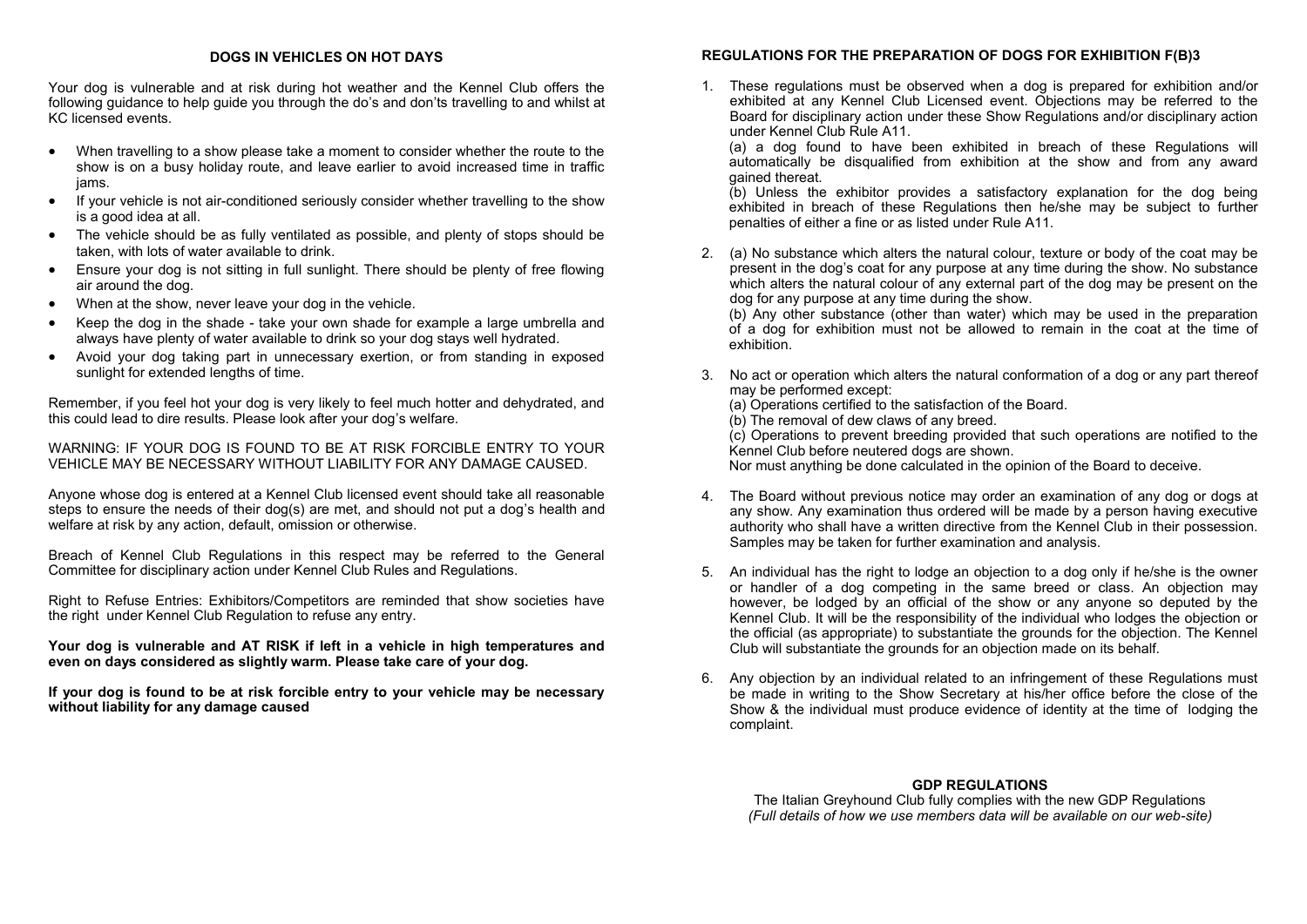## DOGS IN VEHICLES ON HOT DAYS

Your dog is vulnerable and at risk during hot weather and the Kennel Club offers the following guidance to help guide you through the do's and don'ts travelling to and whilst at KC licensed events.

- When travelling to a show please take a moment to consider whether the route to the show is on a busy holiday route, and leave earlier to avoid increased time in traffic jams.
- If your vehicle is not air-conditioned seriously consider whether travelling to the show is a good idea at all.
- The vehicle should be as fully ventilated as possible, and plenty of stops should be taken, with lots of water available to drink.
- Ensure your dog is not sitting in full sunlight. There should be plenty of free flowing air around the dog.
- When at the show, never leave your dog in the vehicle.
- Keep the dog in the shade - take your own shade for example a large umbrella and always have plenty of water available to drink so your dog stays well hydrated.
- Avoid your dog taking part in unnecessary exertion, or from standing in exposed sunlight for extended lengths of time.

Remember, if you feel hot your dog is very likely to feel much hotter and dehydrated, and this could lead to dire results. Please look after your dog's welfare.

WARNING: IF YOUR DOG IS FOUND TO BE AT RISK FORCIBLE ENTRY TO YOUR VEHICLE MAY BE NECESSARY WITHOUT LIABILITY FOR ANY DAMAGE CAUSED.

Anyone whose dog is entered at a Kennel Club licensed event should take all reasonable steps to ensure the needs of their dog(s) are met, and should not put a dog's health and welfare at risk by any action, default, omission or otherwise.

Breach of Kennel Club Regulations in this respect may be referred to the General Committee for disciplinary action under Kennel Club Rules and Regulations.

Right to Refuse Entries: Exhibitors/Competitors are reminded that show societies have the right under Kennel Club Regulation to refuse any entry.

**Your dog is vulnerable and AT RISK if left in a vehicle in high temperatures and even on days considered as slightly warm. Please take care of your dog.**

**If your dog is found to be at risk forcible entry to your vehicle may be necessary without liability for any damage caused**

## REGULATIONS FOR THE PREPARATION OF DOGS FOR EXHIBITION F(B)3

1. These regulations must be observed when a dog is prepared for exhibition and/or exhibited at any Kennel Club Licensed event. Objections may be referred to the Board for disciplinary action under these Show Regulations and/or disciplinary action under Kennel Club Rule A11.
   (a) a dog found to have been exhibited in breach of these Regulations will automatically be disqualified from exhibition at the show and from any award gained thereat.
   (b) Unless the exhibitor provides a satisfactory explanation for the dog being exhibited in breach of these Regulations then he/she may be subject to further penalties of either a fine or as listed under Rule A11.

2. (a) No substance which alters the natural colour, texture or body of the coat may be present in the dog's coat for any purpose at any time during the show. No substance which alters the natural colour of any external part of the dog may be present on the dog for any purpose at any time during the show.
   (b) Any other substance (other than water) which may be used in the preparation of a dog for exhibition must not be allowed to remain in the coat at the time of exhibition.

3. No act or operation which alters the natural conformation of a dog or any part thereof may be performed except:
   (a) Operations certified to the satisfaction of the Board.
   (b) The removal of dew claws of any breed.
   (c) Operations to prevent breeding provided that such operations are notified to the Kennel Club before neutered dogs are shown.
   Nor must anything be done calculated in the opinion of the Board to deceive.

4. The Board without previous notice may order an examination of any dog or dogs at any show. Any examination thus ordered will be made by a person having executive authority who shall have a written directive from the Kennel Club in their possession. Samples may be taken for further examination and analysis.

5. An individual has the right to lodge an objection to a dog only if he/she is the owner or handler of a dog competing in the same breed or class. An objection may however, be lodged by an official of the show or any anyone so deputed by the Kennel Club. It will be the responsibility of the individual who lodges the objection or the official (as appropriate) to substantiate the grounds for the objection. The Kennel Club will substantiate the grounds for an objection made on its behalf.

6. Any objection by an individual related to an infringement of these Regulations must be made in writing to the Show Secretary at his/her office before the close of the Show & the individual must produce evidence of identity at the time of lodging the complaint.

## GDP REGULATIONS

The Italian Greyhound Club fully complies with the new GDP Regulations
*(Full details of how we use members data will be available on our web-site)*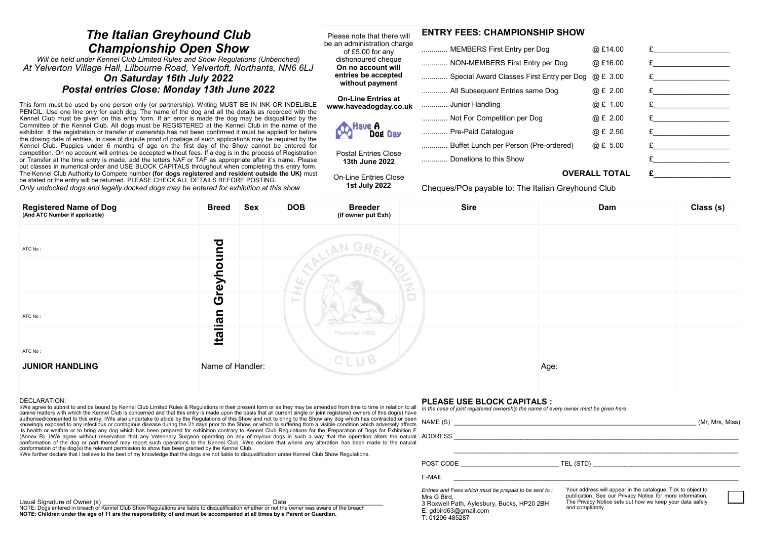# The Italian Greyhound Club Championship Open Show

*Will be held under Kennel Club Limited Rules and Show Regulations (Unbenched)*
*At Yelverton Village Hall, Lilbourne Road, Yelvertoft, Northants, NN6 6LJ*
***On Saturday 16th July 2022***
***Postal entries Close: Monday 13th June 2022***

This form must be used by one person only (or partnership). Writing MUST BE IN INK OR INDELIBLE PENCIL. Use one line only for each dog. The name of the dog and all the details as recorded with the Kennel Club must be given on this entry form. If an error is made the dog may be disqualified by the Committee of the Kennel Club. All dogs must be REGISTERED at the Kennel Club in the name of the exhibitor. If the registration or transfer of ownership has not been confirmed it must be applied for before the closing date of entries. In case of dispute proof of postage of such applications may be required by the Kennel Club. Puppies under 6 months of age on the first day of the Show cannot be entered for competition. On no account will entries be accepted without fees. If a dog is in the process of Registration or Transfer at the time entry is made, add the letters NAF or TAF as appropriate after it's name. Please put classes in numerical order and USE BLOCK CAPITALS throughout when completing this entry form. The Kennel Club Authority to Compete number **(for dogs registered and resident outside the UK)** must be stated or the entry will be returned. PLEASE CHECK ALL DETAILS BEFORE POSTING.
*Only undocked dogs and legally docked dogs may be entered for exhibition at this show*

Please note that there will be an administration charge of £5.00 for any dishonoured cheque
**On no account will entries be accepted without payment**

**On-Line Entries at www.haveadogday.co.uk**

Postal Entries Close
**13th June 2022**

On-Line Entries Close
**1st July 2022**

## ENTRY FEES: CHAMPIONSHIP SHOW

| | | |
|---|---|---|
| ............. MEMBERS First Entry per Dog | @ £14.00 | £_____ |
| ............. NON-MEMBERS First Entry per Dog | @ £16.00 | £_____ |
| ............. Special Award Classes First Entry per Dog | @ £ 3.00 | £_____ |
| ............. All Subsequent Entries same Dog | @ £ 2.00 | £_____ |
| ............. Junior Handling | @ £ 1.00 | £_____ |
| ............. Not For Competition per Dog | @ £ 2.00 | £_____ |
| ............. Pre-Paid Catalogue | @ £ 2.50 | £_____ |
| ............. Buffet Lunch per Person (Pre-ordered) | @ £ 5.00 | £_____ |
| ............. Donations to this Show | | £_____ |
| | **OVERALL TOTAL** | **£_____** |

Cheques/POs payable to: The Italian Greyhound Club

| Registered Name of Dog (And ATC Number if applicable) | Breed | Sex | DOB | Breeder (if owner put Exh) | Sire | Dam | Class (s) |
|---|---|---|---|---|---|---|---|
| ATC No : | Italian Greyhound | | | | | | |
| | | | | | | | |
| ATC No : | | | | | | | |
| ATC No : | | | | | | | |
| **JUNIOR HANDLING** | Name of Handler: | | | | | Age: | |

DECLARATION:
I/We agree to submit to and be bound by Kennel Club Limited Rules & Regulations in their present form or as they may be amended from time to time in relation to all canine matters with which the Kennel Club is concerned and that this entry is made upon the basis that all current single or joint registered owners of this dog(s) have authorised/consented to this entry. I/We also undertake to abide by the Regulations of this Show and not to bring to the Show any dog which has contracted or been knowingly exposed to any infectious or contagious disease during the 21 days prior to the Show, or which is suffering from a visible condition which adversely affects its health or welfare or to bring any dog which has been prepared for exhibition contrary to Kennel Club Regulations for the Preparation of Dogs for Exhibition F (Annex B). I/We agree without reservation that any Veterinary Surgeon operating on any of my/our dogs in such a way that the operation alters the natural conformation of the dog or part thereof may report such operations to the Kennel Club. I/We declare that where any alteration has been made to the natural conformation of the dog(s) the relevant permission to show has been granted by the Kennel Club.
I/We further declare that I believe to the best of my knowledge that the dogs are not liable to disqualification under Kennel Club Show Regulations.

Usual Signature of Owner (s) _______________ Date _______________
NOTE: Dogs entered in breach of Kennel Club Show Regulations are liable to disqualification whether or not the owner was aware of the breach
**NOTE: Children under the age of 11 are the responsibility of and must be accompanied at all times by a Parent or Guardian.**

## PLEASE USE BLOCK CAPITALS :

*In the case of joint registered ownership the name of every owner must be given here*

NAME (S) _______________ (Mr, Mrs, Miss)

ADDRESS _______________

_______________

POST CODE _______________ TEL (STD) _______________

E-MAIL _______________

*Entries and Fees which must be prepaid to be sent to :*
Mrs G Bird,
3 Roxwell Path, Aylesbury, Bucks, HP20 2BH
E: gdbird63@gmail.com
T: 01296 485287

Your address will appear in the catalogue. Tick to object to publication. See our Privacy Notice for more information. The Privacy Notice sets out how we keep your data safely and compliantly. ☐